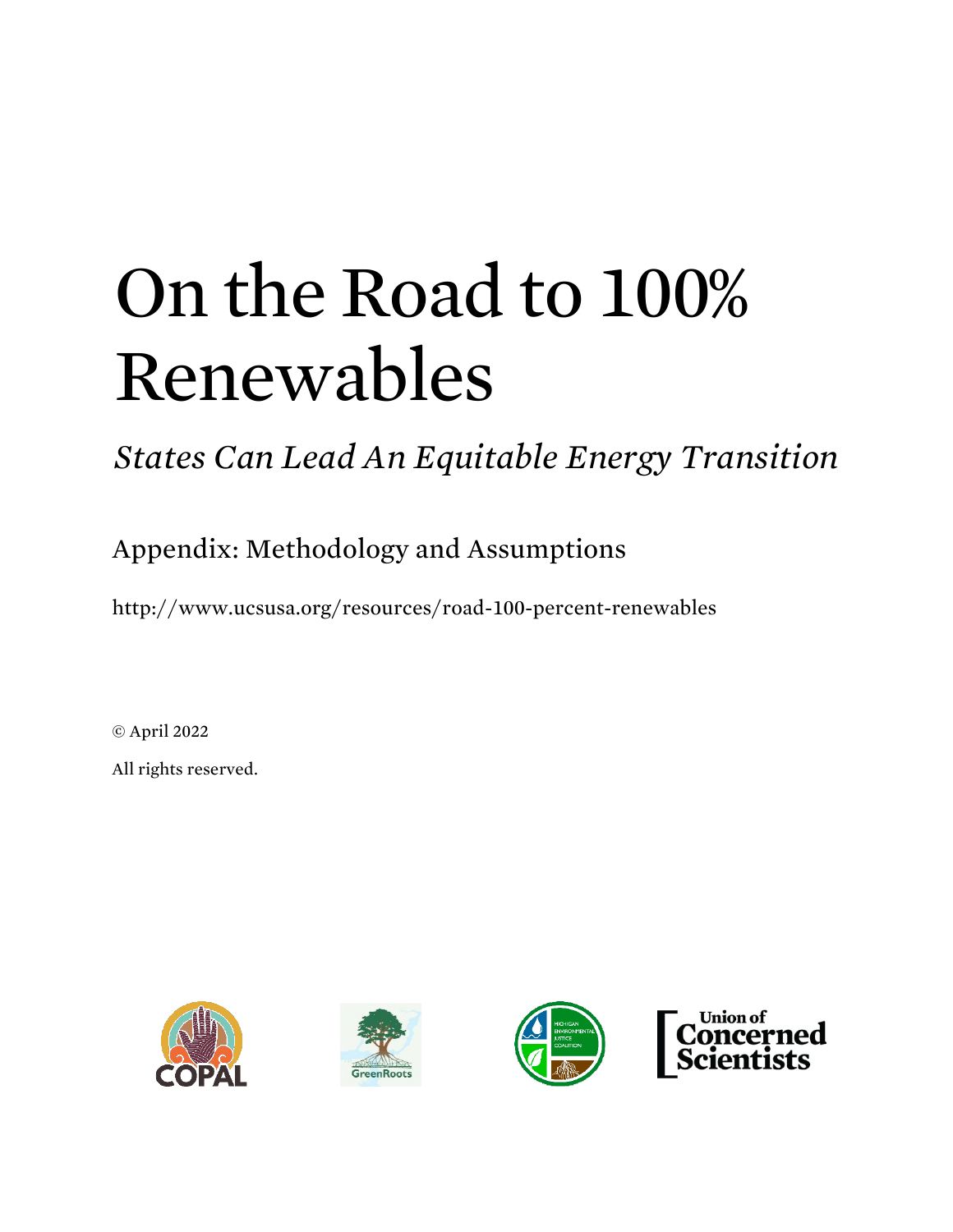# On the Road to 100% Renewables

*States Can Lead An Equitable Energy Transition*

## Appendix: Methodology and Assumptions

http://www.ucsusa.org/resources/road-100-percent-renewables

© April 2022

All rights reserved.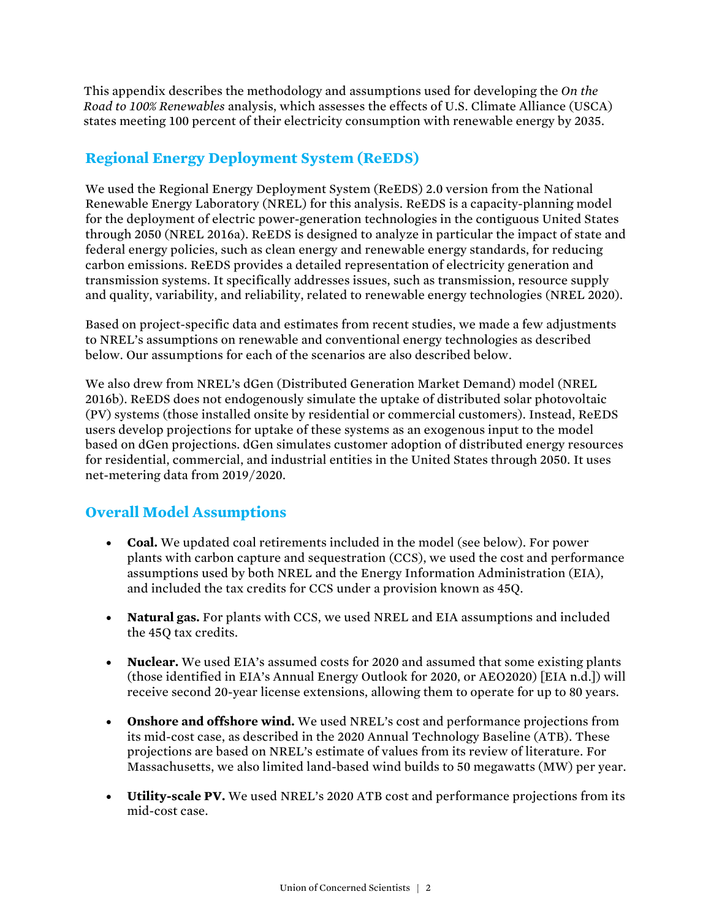This appendix describes the methodology and assumptions used for developing the *On the Road to 100% Renewables* analysis, which assesses the effects of U.S. Climate Alliance (USCA) states meeting 100 percent of their electricity consumption with renewable energy by 2035.

## Regional Energy Deployment System (ReEDS)

We used the Regional Energy Deployment System (ReEDS) 2.0 version from the National Renewable Energy Laboratory (NREL) for this analysis. ReEDS is a capacity-planning model for the deployment of electric power-generation technologies in the contiguous United States through 2050 (NREL 2016a). ReEDS is designed to analyze in particular the impact of state and federal energy policies, such as clean energy and renewable energy standards, for reducing carbon emissions. ReEDS provides a detailed representation of electricity generation and transmission systems. It specifically addresses issues, such as transmission, resource supply and quality, variability, and reliability, related to renewable energy technologies (NREL 2020).

Based on project-specific data and estimates from recent studies, we made a few adjustments to NREL's assumptions on renewable and conventional energy technologies as described below. Our assumptions for each of the scenarios are also described below.

We also drew from NREL's dGen (Distributed Generation Market Demand) model (NREL 2016b). ReEDS does not endogenously simulate the uptake of distributed solar photovoltaic (PV) systems (those installed onsite by residential or commercial customers). Instead, ReEDS users develop projections for uptake of these systems as an exogenous input to the model based on dGen projections. dGen simulates customer adoption of distributed energy resources for residential, commercial, and industrial entities in the United States through 2050. It uses net-metering data from 2019/2020.

## Overall Model Assumptions

- **Coal.** We updated coal retirements included in the model (see below). For power plants with carbon capture and sequestration (CCS), we used the cost and performance assumptions used by both NREL and the Energy Information Administration (EIA), and included the tax credits for CCS under a provision known as 45Q.
- **Natural gas.** For plants with CCS, we used NREL and EIA assumptions and included the 45Q tax credits.
- **Nuclear.** We used EIA's assumed costs for 2020 and assumed that some existing plants (those identified in EIA's Annual Energy Outlook for 2020, or AEO2020) [EIA n.d.]) will receive second 20-year license extensions, allowing them to operate for up to 80 years.
- **Onshore and offshore wind.** We used NREL's cost and performance projections from its mid-cost case, as described in the 2020 Annual Technology Baseline (ATB). These projections are based on NREL's estimate of values from its review of literature. For Massachusetts, we also limited land-based wind builds to 50 megawatts (MW) per year.
- **Utility-scale PV.** We used NREL's 2020 ATB cost and performance projections from its mid-cost case.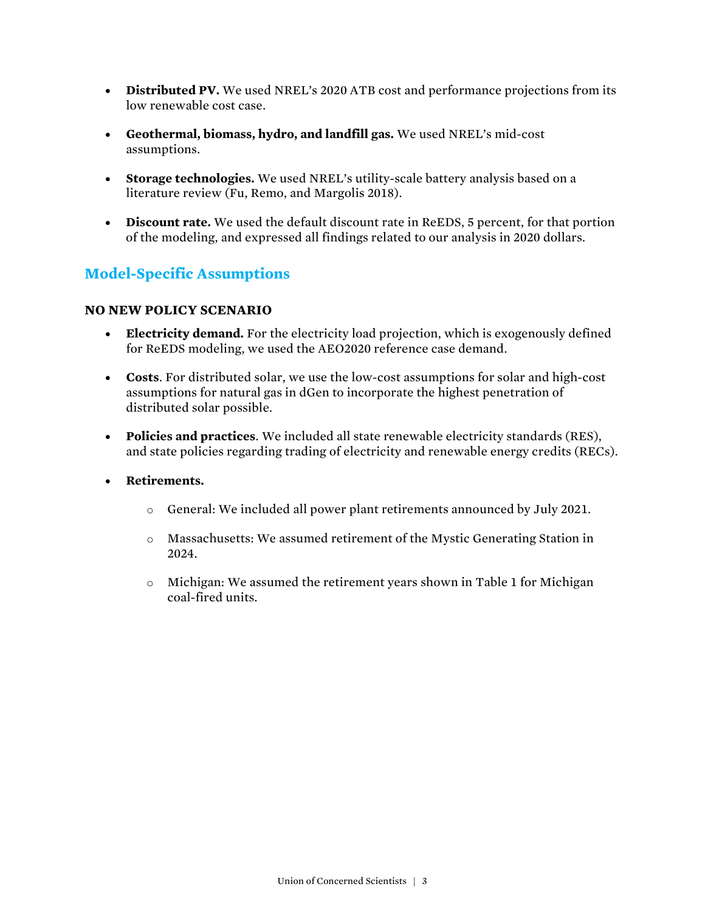- **Distributed PV.** We used NREL's 2020 ATB cost and performance projections from its low renewable cost case.

- **Geothermal, biomass, hydro, and landfill gas.** We used NREL's mid-cost assumptions.

- **Storage technologies.** We used NREL's utility-scale battery analysis based on a literature review (Fu, Remo, and Margolis 2018).

- **Discount rate.** We used the default discount rate in ReEDS, 5 percent, for that portion of the modeling, and expressed all findings related to our analysis in 2020 dollars.

## Model-Specific Assumptions

### NO NEW POLICY SCENARIO

- **Electricity demand.** For the electricity load projection, which is exogenously defined for ReEDS modeling, we used the AEO2020 reference case demand.

- **Costs**. For distributed solar, we use the low-cost assumptions for solar and high-cost assumptions for natural gas in dGen to incorporate the highest penetration of distributed solar possible.

- **Policies and practices**. We included all state renewable electricity standards (RES), and state policies regarding trading of electricity and renewable energy credits (RECs).

- **Retirements.**

  - General: We included all power plant retirements announced by July 2021.

  - Massachusetts: We assumed retirement of the Mystic Generating Station in 2024.

  - Michigan: We assumed the retirement years shown in Table 1 for Michigan coal-fired units.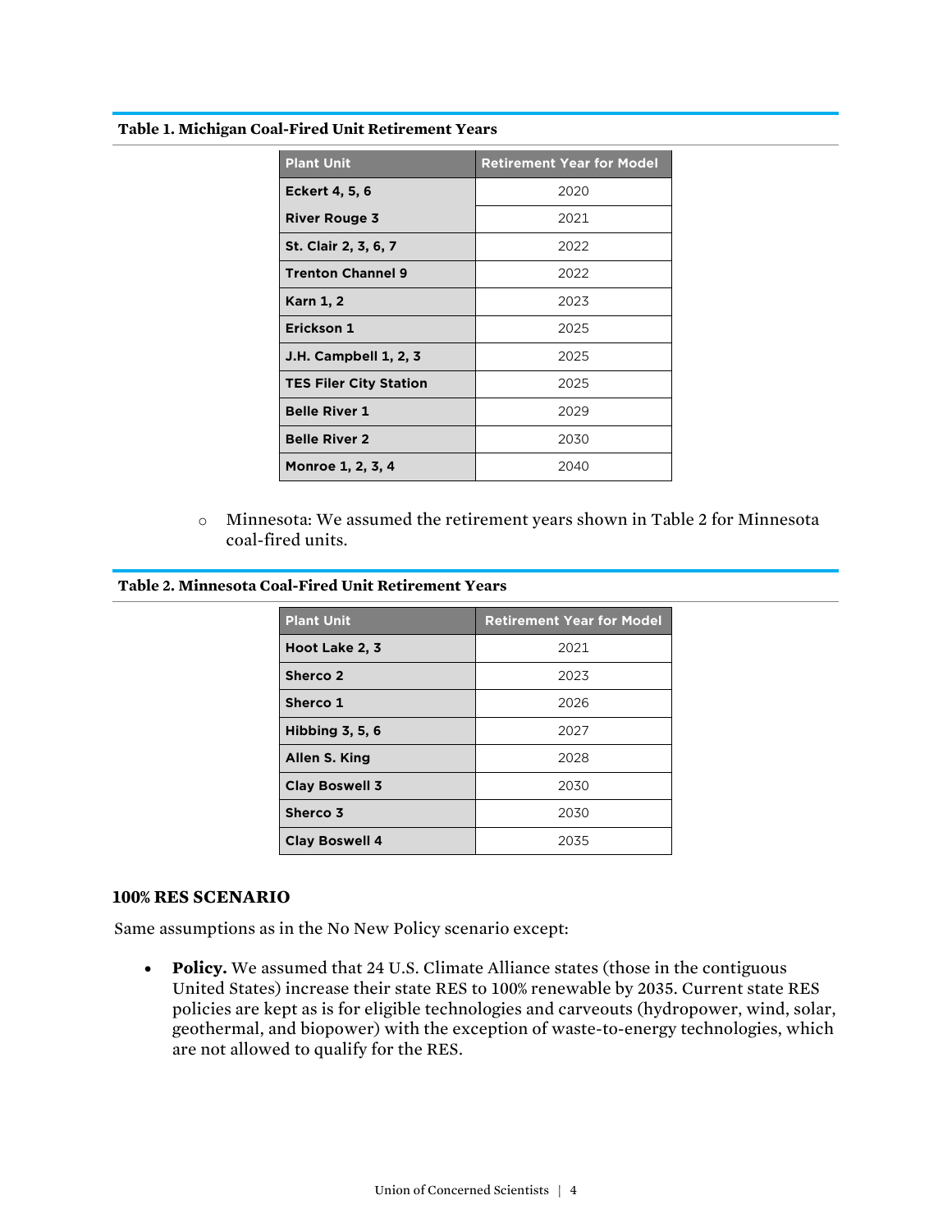**Table 1. Michigan Coal-Fired Unit Retirement Years**

| Plant Unit | Retirement Year for Model |
|---|---|
| **Eckert 4, 5, 6** | 2020 |
| **River Rouge 3** | 2021 |
| **St. Clair 2, 3, 6, 7** | 2022 |
| **Trenton Channel 9** | 2022 |
| **Karn 1, 2** | 2023 |
| **Erickson 1** | 2025 |
| **J.H. Campbell 1, 2, 3** | 2025 |
| **TES Filer City Station** | 2025 |
| **Belle River 1** | 2029 |
| **Belle River 2** | 2030 |
| **Monroe 1, 2, 3, 4** | 2040 |

- Minnesota: We assumed the retirement years shown in Table 2 for Minnesota coal-fired units.

**Table 2. Minnesota Coal-Fired Unit Retirement Years**

| Plant Unit | Retirement Year for Model |
|---|---|
| **Hoot Lake 2, 3** | 2021 |
| **Sherco 2** | 2023 |
| **Sherco 1** | 2026 |
| **Hibbing 3, 5, 6** | 2027 |
| **Allen S. King** | 2028 |
| **Clay Boswell 3** | 2030 |
| **Sherco 3** | 2030 |
| **Clay Boswell 4** | 2035 |

### 100% RES SCENARIO

Same assumptions as in the No New Policy scenario except:

- **Policy.** We assumed that 24 U.S. Climate Alliance states (those in the contiguous United States) increase their state RES to 100% renewable by 2035. Current state RES policies are kept as is for eligible technologies and carveouts (hydropower, wind, solar, geothermal, and biopower) with the exception of waste-to-energy technologies, which are not allowed to qualify for the RES.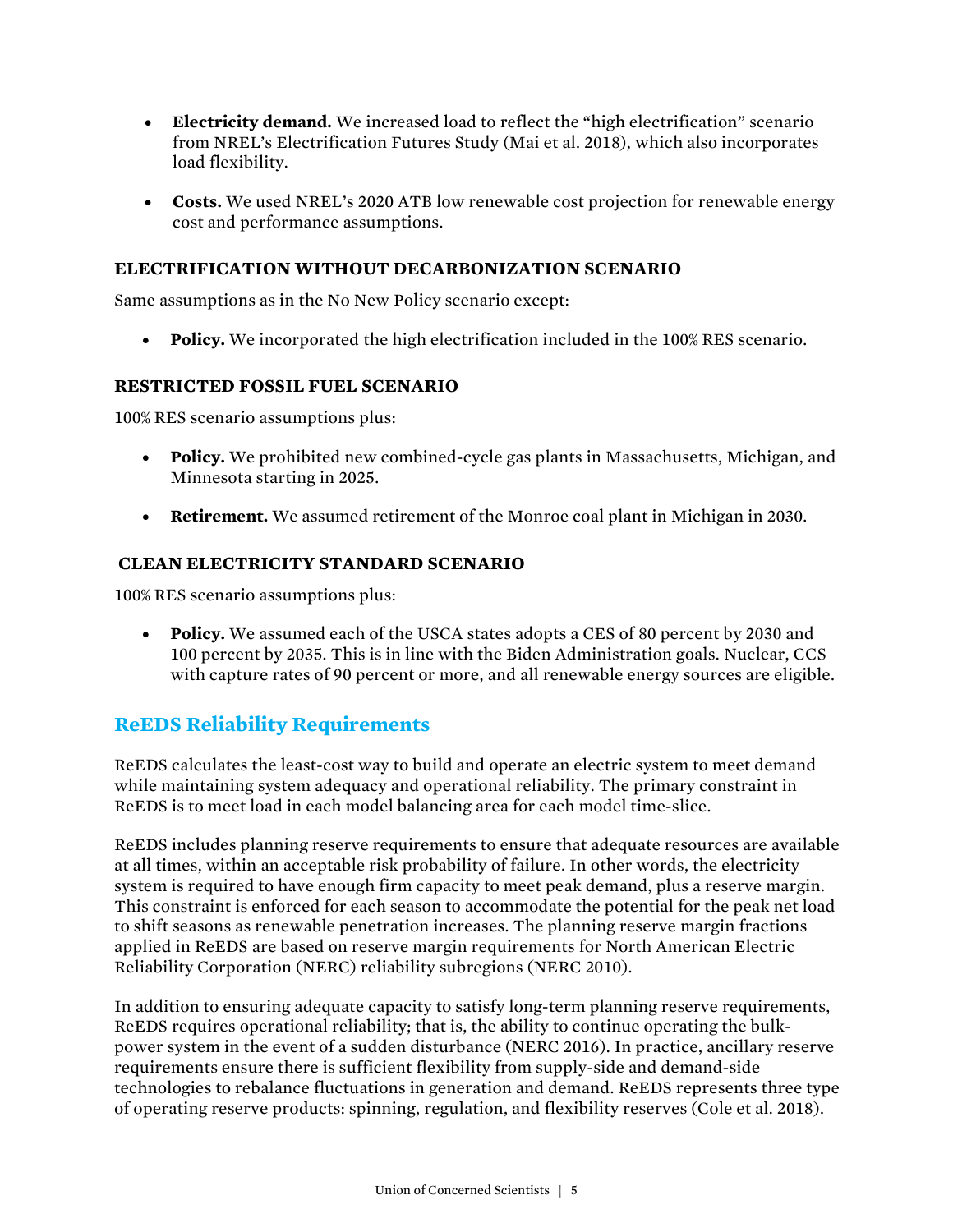- **Electricity demand.** We increased load to reflect the "high electrification" scenario from NREL's Electrification Futures Study (Mai et al. 2018), which also incorporates load flexibility.
- **Costs.** We used NREL's 2020 ATB low renewable cost projection for renewable energy cost and performance assumptions.

### ELECTRIFICATION WITHOUT DECARBONIZATION SCENARIO

Same assumptions as in the No New Policy scenario except:

- **Policy.** We incorporated the high electrification included in the 100% RES scenario.

### RESTRICTED FOSSIL FUEL SCENARIO

100% RES scenario assumptions plus:

- **Policy.** We prohibited new combined-cycle gas plants in Massachusetts, Michigan, and Minnesota starting in 2025.
- **Retirement.** We assumed retirement of the Monroe coal plant in Michigan in 2030.

### CLEAN ELECTRICITY STANDARD SCENARIO

100% RES scenario assumptions plus:

- **Policy.** We assumed each of the USCA states adopts a CES of 80 percent by 2030 and 100 percent by 2035. This is in line with the Biden Administration goals. Nuclear, CCS with capture rates of 90 percent or more, and all renewable energy sources are eligible.

## ReEDS Reliability Requirements

ReEDS calculates the least-cost way to build and operate an electric system to meet demand while maintaining system adequacy and operational reliability. The primary constraint in ReEDS is to meet load in each model balancing area for each model time-slice.

ReEDS includes planning reserve requirements to ensure that adequate resources are available at all times, within an acceptable risk probability of failure. In other words, the electricity system is required to have enough firm capacity to meet peak demand, plus a reserve margin. This constraint is enforced for each season to accommodate the potential for the peak net load to shift seasons as renewable penetration increases. The planning reserve margin fractions applied in ReEDS are based on reserve margin requirements for North American Electric Reliability Corporation (NERC) reliability subregions (NERC 2010).

In addition to ensuring adequate capacity to satisfy long-term planning reserve requirements, ReEDS requires operational reliability; that is, the ability to continue operating the bulk-power system in the event of a sudden disturbance (NERC 2016). In practice, ancillary reserve requirements ensure there is sufficient flexibility from supply-side and demand-side technologies to rebalance fluctuations in generation and demand. ReEDS represents three type of operating reserve products: spinning, regulation, and flexibility reserves (Cole et al. 2018).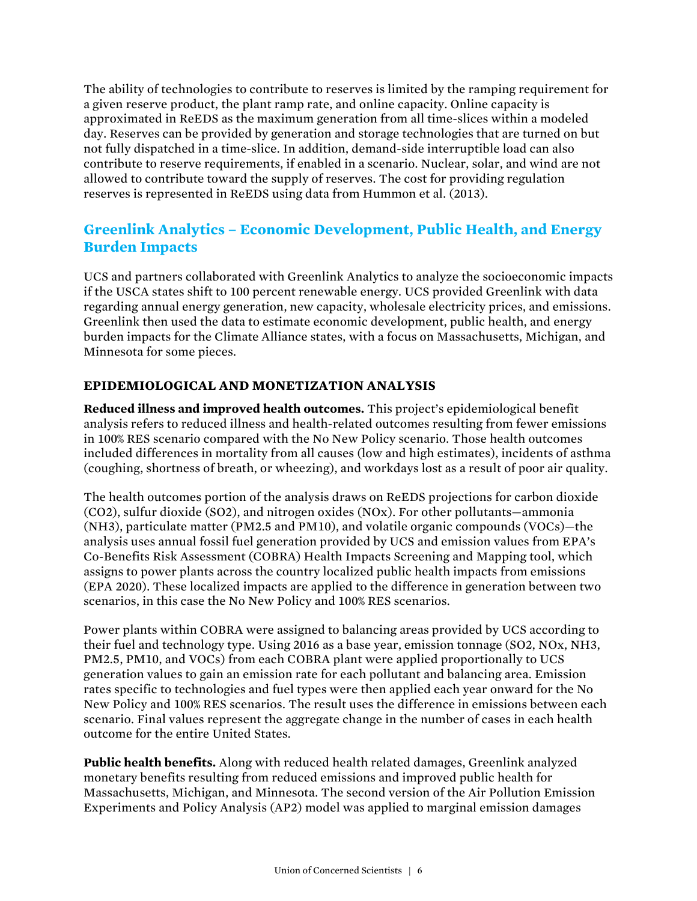The ability of technologies to contribute to reserves is limited by the ramping requirement for a given reserve product, the plant ramp rate, and online capacity. Online capacity is approximated in ReEDS as the maximum generation from all time-slices within a modeled day. Reserves can be provided by generation and storage technologies that are turned on but not fully dispatched in a time-slice. In addition, demand-side interruptible load can also contribute to reserve requirements, if enabled in a scenario. Nuclear, solar, and wind are not allowed to contribute toward the supply of reserves. The cost for providing regulation reserves is represented in ReEDS using data from Hummon et al. (2013).

## Greenlink Analytics – Economic Development, Public Health, and Energy Burden Impacts

UCS and partners collaborated with Greenlink Analytics to analyze the socioeconomic impacts if the USCA states shift to 100 percent renewable energy. UCS provided Greenlink with data regarding annual energy generation, new capacity, wholesale electricity prices, and emissions. Greenlink then used the data to estimate economic development, public health, and energy burden impacts for the Climate Alliance states, with a focus on Massachusetts, Michigan, and Minnesota for some pieces.

### EPIDEMIOLOGICAL AND MONETIZATION ANALYSIS

**Reduced illness and improved health outcomes.** This project's epidemiological benefit analysis refers to reduced illness and health-related outcomes resulting from fewer emissions in 100% RES scenario compared with the No New Policy scenario. Those health outcomes included differences in mortality from all causes (low and high estimates), incidents of asthma (coughing, shortness of breath, or wheezing), and workdays lost as a result of poor air quality.

The health outcomes portion of the analysis draws on ReEDS projections for carbon dioxide ($CO_2$), sulfur dioxide ($SO_2$), and nitrogen oxides ($NO_x$). For other pollutants—ammonia ($NH_3$), particulate matter ($PM_{2.5}$ and $PM_{10}$), and volatile organic compounds (VOCs)—the analysis uses annual fossil fuel generation provided by UCS and emission values from EPA's Co-Benefits Risk Assessment (COBRA) Health Impacts Screening and Mapping tool, which assigns to power plants across the country localized public health impacts from emissions (EPA 2020). These localized impacts are applied to the difference in generation between two scenarios, in this case the No New Policy and 100% RES scenarios.

Power plants within COBRA were assigned to balancing areas provided by UCS according to their fuel and technology type. Using 2016 as a base year, emission tonnage ($SO_2$, $NO_x$, $NH_3$, $PM_{2.5}$, $PM_{10}$, and VOCs) from each COBRA plant were applied proportionally to UCS generation values to gain an emission rate for each pollutant and balancing area. Emission rates specific to technologies and fuel types were then applied each year onward for the No New Policy and 100% RES scenarios. The result uses the difference in emissions between each scenario. Final values represent the aggregate change in the number of cases in each health outcome for the entire United States.

**Public health benefits.** Along with reduced health related damages, Greenlink analyzed monetary benefits resulting from reduced emissions and improved public health for Massachusetts, Michigan, and Minnesota. The second version of the Air Pollution Emission Experiments and Policy Analysis (AP2) model was applied to marginal emission damages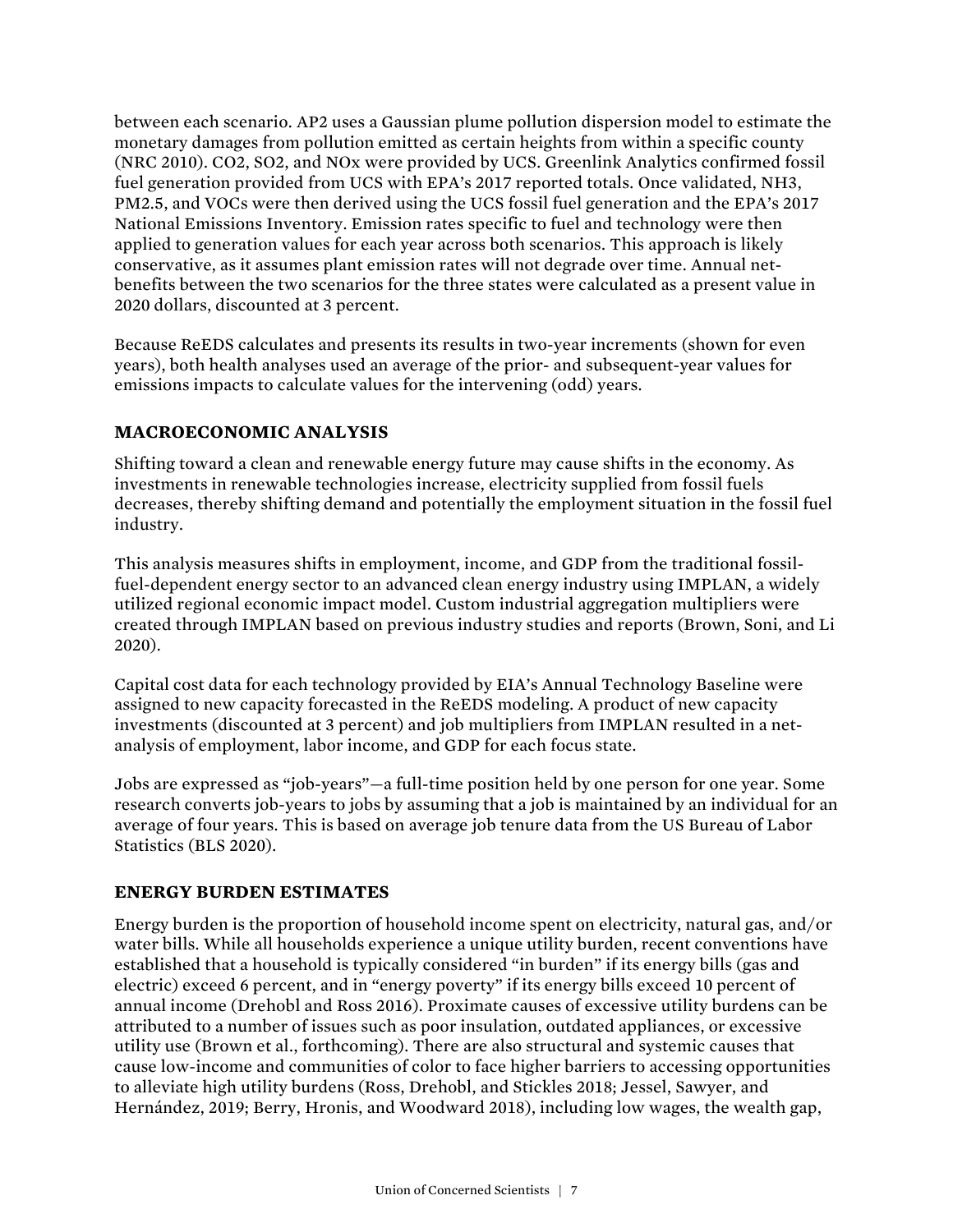between each scenario. AP2 uses a Gaussian plume pollution dispersion model to estimate the monetary damages from pollution emitted as certain heights from within a specific county (NRC 2010). $CO_2$, $SO_2$, and NOx were provided by UCS. Greenlink Analytics confirmed fossil fuel generation provided from UCS with EPA's 2017 reported totals. Once validated, $NH_3$, $PM_{2.5}$, and VOCs were then derived using the UCS fossil fuel generation and the EPA's 2017 National Emissions Inventory. Emission rates specific to fuel and technology were then applied to generation values for each year across both scenarios. This approach is likely conservative, as it assumes plant emission rates will not degrade over time. Annual net-benefits between the two scenarios for the three states were calculated as a present value in 2020 dollars, discounted at 3 percent.

Because ReEDS calculates and presents its results in two-year increments (shown for even years), both health analyses used an average of the prior- and subsequent-year values for emissions impacts to calculate values for the intervening (odd) years.

### MACROECONOMIC ANALYSIS

Shifting toward a clean and renewable energy future may cause shifts in the economy. As investments in renewable technologies increase, electricity supplied from fossil fuels decreases, thereby shifting demand and potentially the employment situation in the fossil fuel industry.

This analysis measures shifts in employment, income, and GDP from the traditional fossil-fuel-dependent energy sector to an advanced clean energy industry using IMPLAN, a widely utilized regional economic impact model. Custom industrial aggregation multipliers were created through IMPLAN based on previous industry studies and reports (Brown, Soni, and Li 2020).

Capital cost data for each technology provided by EIA's Annual Technology Baseline were assigned to new capacity forecasted in the ReEDS modeling. A product of new capacity investments (discounted at 3 percent) and job multipliers from IMPLAN resulted in a net-analysis of employment, labor income, and GDP for each focus state.

Jobs are expressed as "job-years"—a full-time position held by one person for one year. Some research converts job-years to jobs by assuming that a job is maintained by an individual for an average of four years. This is based on average job tenure data from the US Bureau of Labor Statistics (BLS 2020).

### ENERGY BURDEN ESTIMATES

Energy burden is the proportion of household income spent on electricity, natural gas, and/or water bills. While all households experience a unique utility burden, recent conventions have established that a household is typically considered "in burden" if its energy bills (gas and electric) exceed 6 percent, and in "energy poverty" if its energy bills exceed 10 percent of annual income (Drehobl and Ross 2016). Proximate causes of excessive utility burdens can be attributed to a number of issues such as poor insulation, outdated appliances, or excessive utility use (Brown et al., forthcoming). There are also structural and systemic causes that cause low-income and communities of color to face higher barriers to accessing opportunities to alleviate high utility burdens (Ross, Drehobl, and Stickles 2018; Jessel, Sawyer, and Hernández, 2019; Berry, Hronis, and Woodward 2018), including low wages, the wealth gap,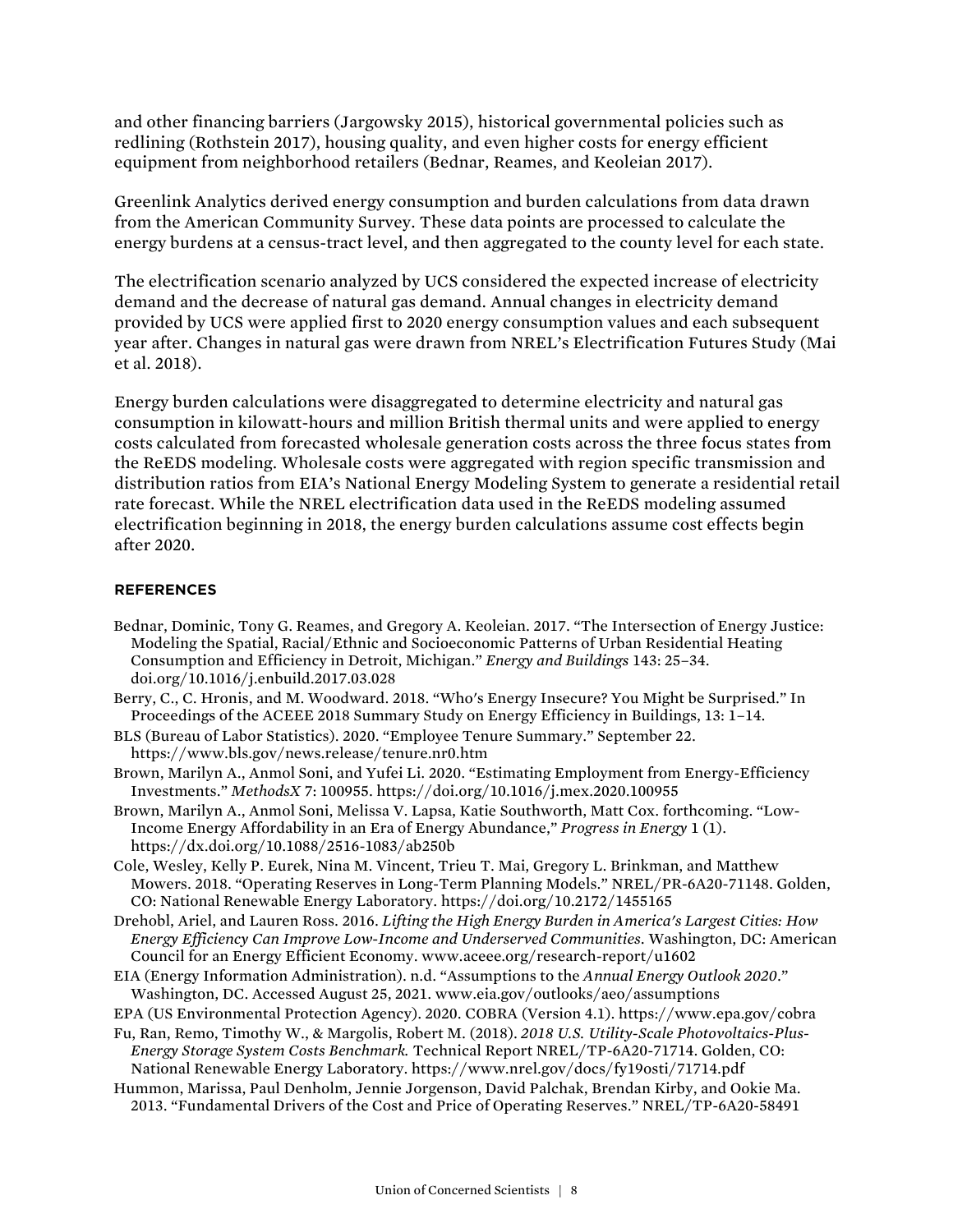and other financing barriers (Jargowsky 2015), historical governmental policies such as redlining (Rothstein 2017), housing quality, and even higher costs for energy efficient equipment from neighborhood retailers (Bednar, Reames, and Keoleian 2017).

Greenlink Analytics derived energy consumption and burden calculations from data drawn from the American Community Survey. These data points are processed to calculate the energy burdens at a census-tract level, and then aggregated to the county level for each state.

The electrification scenario analyzed by UCS considered the expected increase of electricity demand and the decrease of natural gas demand. Annual changes in electricity demand provided by UCS were applied first to 2020 energy consumption values and each subsequent year after. Changes in natural gas were drawn from NREL's Electrification Futures Study (Mai et al. 2018).

Energy burden calculations were disaggregated to determine electricity and natural gas consumption in kilowatt-hours and million British thermal units and were applied to energy costs calculated from forecasted wholesale generation costs across the three focus states from the ReEDS modeling. Wholesale costs were aggregated with region specific transmission and distribution ratios from EIA's National Energy Modeling System to generate a residential retail rate forecast. While the NREL electrification data used in the ReEDS modeling assumed electrification beginning in 2018, the energy burden calculations assume cost effects begin after 2020.

## REFERENCES

Bednar, Dominic, Tony G. Reames, and Gregory A. Keoleian. 2017. "The Intersection of Energy Justice: Modeling the Spatial, Racial/Ethnic and Socioeconomic Patterns of Urban Residential Heating Consumption and Efficiency in Detroit, Michigan." *Energy and Buildings* 143: 25–34. doi.org/10.1016/j.enbuild.2017.03.028

Berry, C., C. Hronis, and M. Woodward. 2018. "Who's Energy Insecure? You Might be Surprised." In Proceedings of the ACEEE 2018 Summary Study on Energy Efficiency in Buildings, 13: 1–14.

BLS (Bureau of Labor Statistics). 2020. "Employee Tenure Summary." September 22. https://www.bls.gov/news.release/tenure.nr0.htm

Brown, Marilyn A., Anmol Soni, and Yufei Li. 2020. "Estimating Employment from Energy-Efficiency Investments." *MethodsX* 7: 100955. https://doi.org/10.1016/j.mex.2020.100955

Brown, Marilyn A., Anmol Soni, Melissa V. Lapsa, Katie Southworth, Matt Cox. forthcoming. "Low-Income Energy Affordability in an Era of Energy Abundance," *Progress in Energy* 1 (1). https://dx.doi.org/10.1088/2516-1083/ab250b

Cole, Wesley, Kelly P. Eurek, Nina M. Vincent, Trieu T. Mai, Gregory L. Brinkman, and Matthew Mowers. 2018. "Operating Reserves in Long-Term Planning Models." NREL/PR-6A20-71148. Golden, CO: National Renewable Energy Laboratory. https://doi.org/10.2172/1455165

Drehobl, Ariel, and Lauren Ross. 2016. *Lifting the High Energy Burden in America's Largest Cities: How Energy Efficiency Can Improve Low-Income and Underserved Communities*. Washington, DC: American Council for an Energy Efficient Economy. www.aceee.org/research-report/u1602

EIA (Energy Information Administration). n.d. "Assumptions to the *Annual Energy Outlook 2020*." Washington, DC. Accessed August 25, 2021. www.eia.gov/outlooks/aeo/assumptions

EPA (US Environmental Protection Agency). 2020. COBRA (Version 4.1). https://www.epa.gov/cobra

Fu, Ran, Remo, Timothy W., & Margolis, Robert M. (2018). *2018 U.S. Utility-Scale Photovoltaics-Plus-Energy Storage System Costs Benchmark.* Technical Report NREL/TP-6A20-71714. Golden, CO: National Renewable Energy Laboratory. https://www.nrel.gov/docs/fy19osti/71714.pdf

Hummon, Marissa, Paul Denholm, Jennie Jorgenson, David Palchak, Brendan Kirby, and Ookie Ma. 2013. "Fundamental Drivers of the Cost and Price of Operating Reserves." NREL/TP-6A20-58491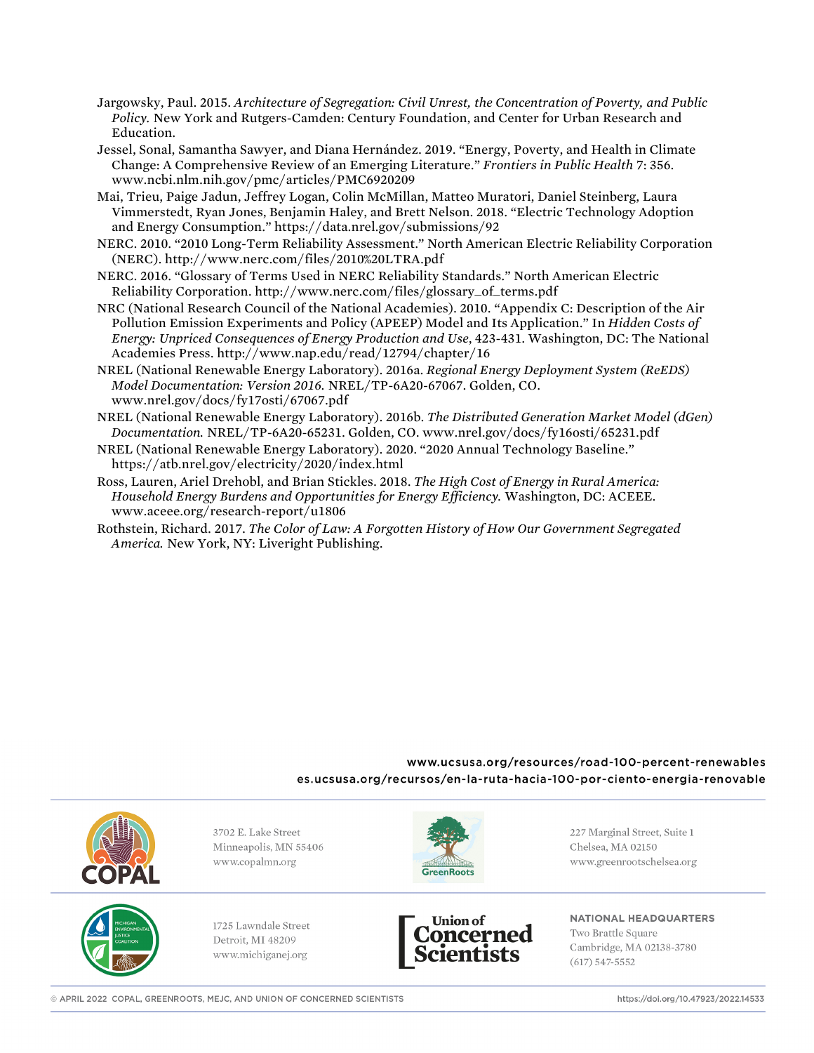Jargowsky, Paul. 2015. *Architecture of Segregation: Civil Unrest, the Concentration of Poverty, and Public Policy.* New York and Rutgers-Camden: Century Foundation, and Center for Urban Research and Education.

Jessel, Sonal, Samantha Sawyer, and Diana Hernández. 2019. "Energy, Poverty, and Health in Climate Change: A Comprehensive Review of an Emerging Literature." *Frontiers in Public Health* 7: 356. www.ncbi.nlm.nih.gov/pmc/articles/PMC6920209

Mai, Trieu, Paige Jadun, Jeffrey Logan, Colin McMillan, Matteo Muratori, Daniel Steinberg, Laura Vimmerstedt, Ryan Jones, Benjamin Haley, and Brett Nelson. 2018. "Electric Technology Adoption and Energy Consumption." https://data.nrel.gov/submissions/92

NERC. 2010. "2010 Long-Term Reliability Assessment." North American Electric Reliability Corporation (NERC). http://www.nerc.com/files/2010%20LTRA.pdf

NERC. 2016. "Glossary of Terms Used in NERC Reliability Standards." North American Electric Reliability Corporation. http://www.nerc.com/files/glossary_of_terms.pdf

NRC (National Research Council of the National Academies). 2010. "Appendix C: Description of the Air Pollution Emission Experiments and Policy (APEEP) Model and Its Application." In *Hidden Costs of Energy: Unpriced Consequences of Energy Production and Use*, 423-431. Washington, DC: The National Academies Press. http://www.nap.edu/read/12794/chapter/16

NREL (National Renewable Energy Laboratory). 2016a. *Regional Energy Deployment System (ReEDS) Model Documentation: Version 2016.* NREL/TP-6A20-67067. Golden, CO. www.nrel.gov/docs/fy17osti/67067.pdf

NREL (National Renewable Energy Laboratory). 2016b. *The Distributed Generation Market Model (dGen) Documentation.* NREL/TP-6A20-65231. Golden, CO. www.nrel.gov/docs/fy16osti/65231.pdf

NREL (National Renewable Energy Laboratory). 2020. "2020 Annual Technology Baseline." https://atb.nrel.gov/electricity/2020/index.html

Ross, Lauren, Ariel Drehobl, and Brian Stickles. 2018. *The High Cost of Energy in Rural America: Household Energy Burdens and Opportunities for Energy Efficiency.* Washington, DC: ACEEE. www.aceee.org/research-report/u1806

Rothstein, Richard. 2017. *The Color of Law: A Forgotten History of How Our Government Segregated America.* New York, NY: Liveright Publishing.

www.ucsusa.org/resources/road-100-percent-renewables
es.ucsusa.org/recursos/en-la-ruta-hacia-100-por-ciento-energia-renovable

COPAL
3702 E. Lake Street
Minneapolis, MN 55406
www.copalmn.org

GreenRoots
227 Marginal Street, Suite 1
Chelsea, MA 02150
www.greenrootschelsea.org

Michigan Environmental Justice Coalition
1725 Lawndale Street
Detroit, MI 48209
www.michiganej.org

Union of Concerned Scientists
NATIONAL HEADQUARTERS
Two Brattle Square
Cambridge, MA 02138-3780
(617) 547-5552

© APRIL 2022 COPAL, GREENROOTS, MEJC, AND UNION OF CONCERNED SCIENTISTS

https://doi.org/10.47923/2022.14533